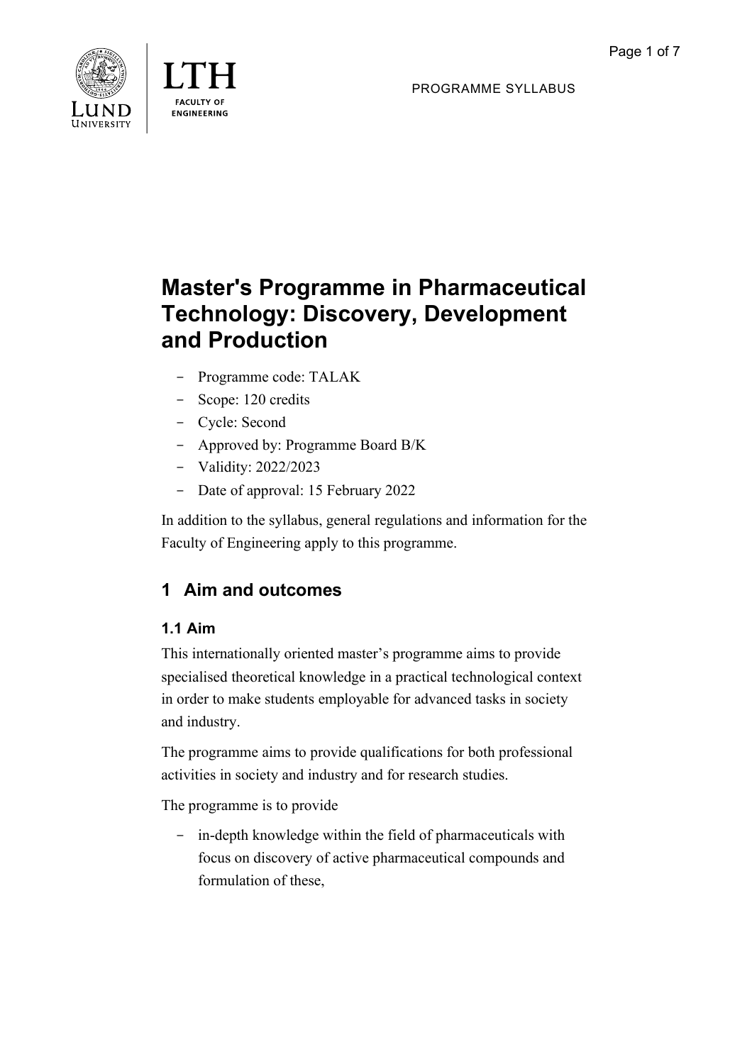PROGRAMME SYLLABUS

# Master's Programme in Pharmaceutical Technology: Discovery, Development and Production

- Programme code: TALAK
- Scope: 120 credits
- Cycle: Second
- Approved by: Programme Board B/K
- Validity: 2022/2023
- Date of approval: 15 February 2022

In addition to the syllabus, general regulations and information for the Faculty of Engineering apply to this programme.

## 1 Aim and outcomes

### 1.1 Aim

This internationally oriented master's programme aims to provide specialised theoretical knowledge in a practical technological context in order to make students employable for advanced tasks in society and industry.

The programme aims to provide qualifications for both professional activities in society and industry and for research studies.

The programme is to provide

- in-depth knowledge within the field of pharmaceuticals with focus on discovery of active pharmaceutical compounds and formulation of these,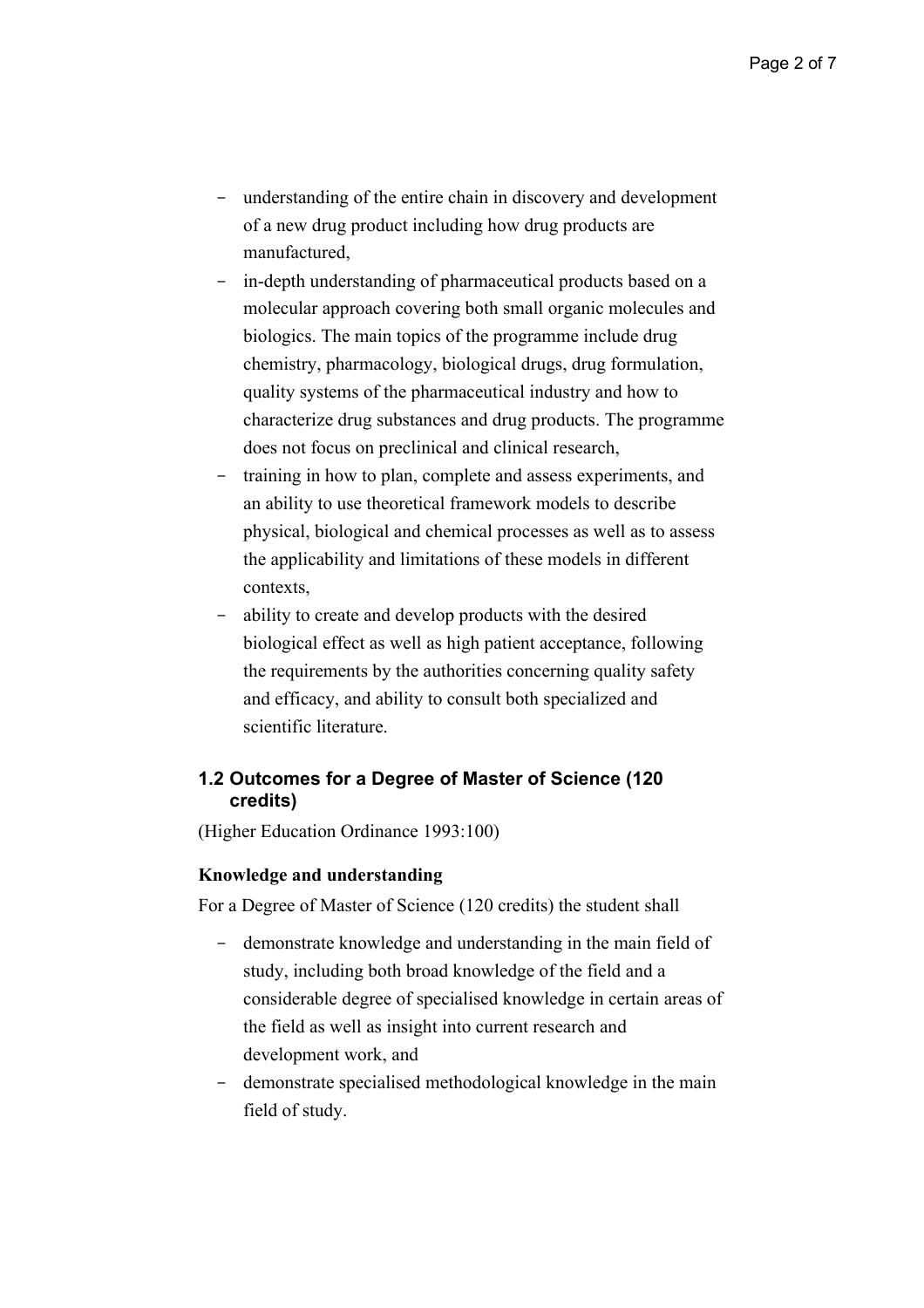- understanding of the entire chain in discovery and development of a new drug product including how drug products are manufactured,
- in-depth understanding of pharmaceutical products based on a molecular approach covering both small organic molecules and biologics. The main topics of the programme include drug chemistry, pharmacology, biological drugs, drug formulation, quality systems of the pharmaceutical industry and how to characterize drug substances and drug products. The programme does not focus on preclinical and clinical research,
- training in how to plan, complete and assess experiments, and an ability to use theoretical framework models to describe physical, biological and chemical processes as well as to assess the applicability and limitations of these models in different contexts,
- ability to create and develop products with the desired biological effect as well as high patient acceptance, following the requirements by the authorities concerning quality safety and efficacy, and ability to consult both specialized and scientific literature.

### 1.2 Outcomes for a Degree of Master of Science (120 credits)

(Higher Education Ordinance 1993:100)

**Knowledge and understanding**

For a Degree of Master of Science (120 credits) the student shall

- demonstrate knowledge and understanding in the main field of study, including both broad knowledge of the field and a considerable degree of specialised knowledge in certain areas of the field as well as insight into current research and development work, and
- demonstrate specialised methodological knowledge in the main field of study.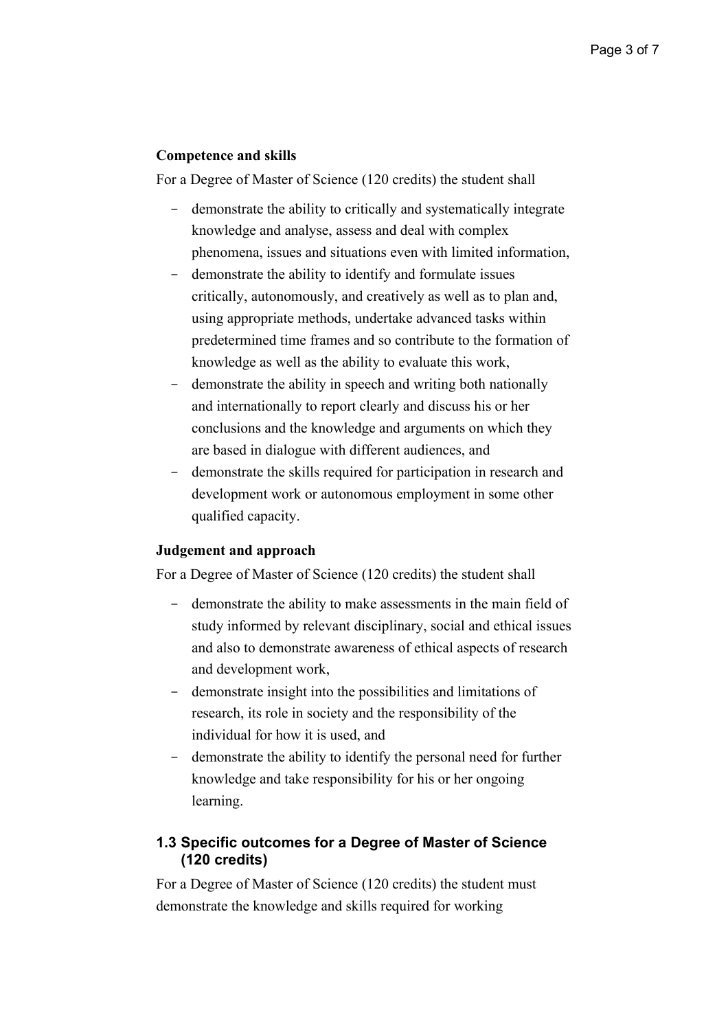**Competence and skills**

For a Degree of Master of Science (120 credits) the student shall

- demonstrate the ability to critically and systematically integrate knowledge and analyse, assess and deal with complex phenomena, issues and situations even with limited information,
- demonstrate the ability to identify and formulate issues critically, autonomously, and creatively as well as to plan and, using appropriate methods, undertake advanced tasks within predetermined time frames and so contribute to the formation of knowledge as well as the ability to evaluate this work,
- demonstrate the ability in speech and writing both nationally and internationally to report clearly and discuss his or her conclusions and the knowledge and arguments on which they are based in dialogue with different audiences, and
- demonstrate the skills required for participation in research and development work or autonomous employment in some other qualified capacity.

**Judgement and approach**

For a Degree of Master of Science (120 credits) the student shall

- demonstrate the ability to make assessments in the main field of study informed by relevant disciplinary, social and ethical issues and also to demonstrate awareness of ethical aspects of research and development work,
- demonstrate insight into the possibilities and limitations of research, its role in society and the responsibility of the individual for how it is used, and
- demonstrate the ability to identify the personal need for further knowledge and take responsibility for his or her ongoing learning.

### 1.3 Specific outcomes for a Degree of Master of Science (120 credits)

For a Degree of Master of Science (120 credits) the student must demonstrate the knowledge and skills required for working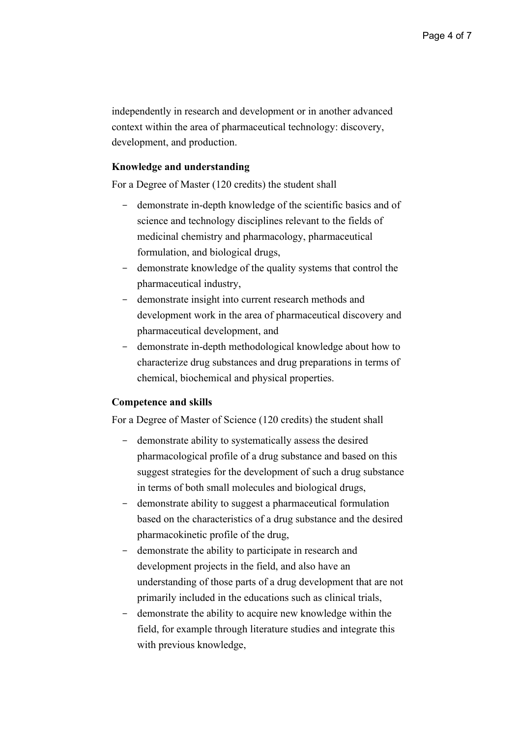independently in research and development or in another advanced context within the area of pharmaceutical technology: discovery, development, and production.

**Knowledge and understanding**

For a Degree of Master (120 credits) the student shall

- demonstrate in-depth knowledge of the scientific basics and of science and technology disciplines relevant to the fields of medicinal chemistry and pharmacology, pharmaceutical formulation, and biological drugs,
- demonstrate knowledge of the quality systems that control the pharmaceutical industry,
- demonstrate insight into current research methods and development work in the area of pharmaceutical discovery and pharmaceutical development, and
- demonstrate in-depth methodological knowledge about how to characterize drug substances and drug preparations in terms of chemical, biochemical and physical properties.

**Competence and skills**

For a Degree of Master of Science (120 credits) the student shall

- demonstrate ability to systematically assess the desired pharmacological profile of a drug substance and based on this suggest strategies for the development of such a drug substance in terms of both small molecules and biological drugs,
- demonstrate ability to suggest a pharmaceutical formulation based on the characteristics of a drug substance and the desired pharmacokinetic profile of the drug,
- demonstrate the ability to participate in research and development projects in the field, and also have an understanding of those parts of a drug development that are not primarily included in the educations such as clinical trials,
- demonstrate the ability to acquire new knowledge within the field, for example through literature studies and integrate this with previous knowledge,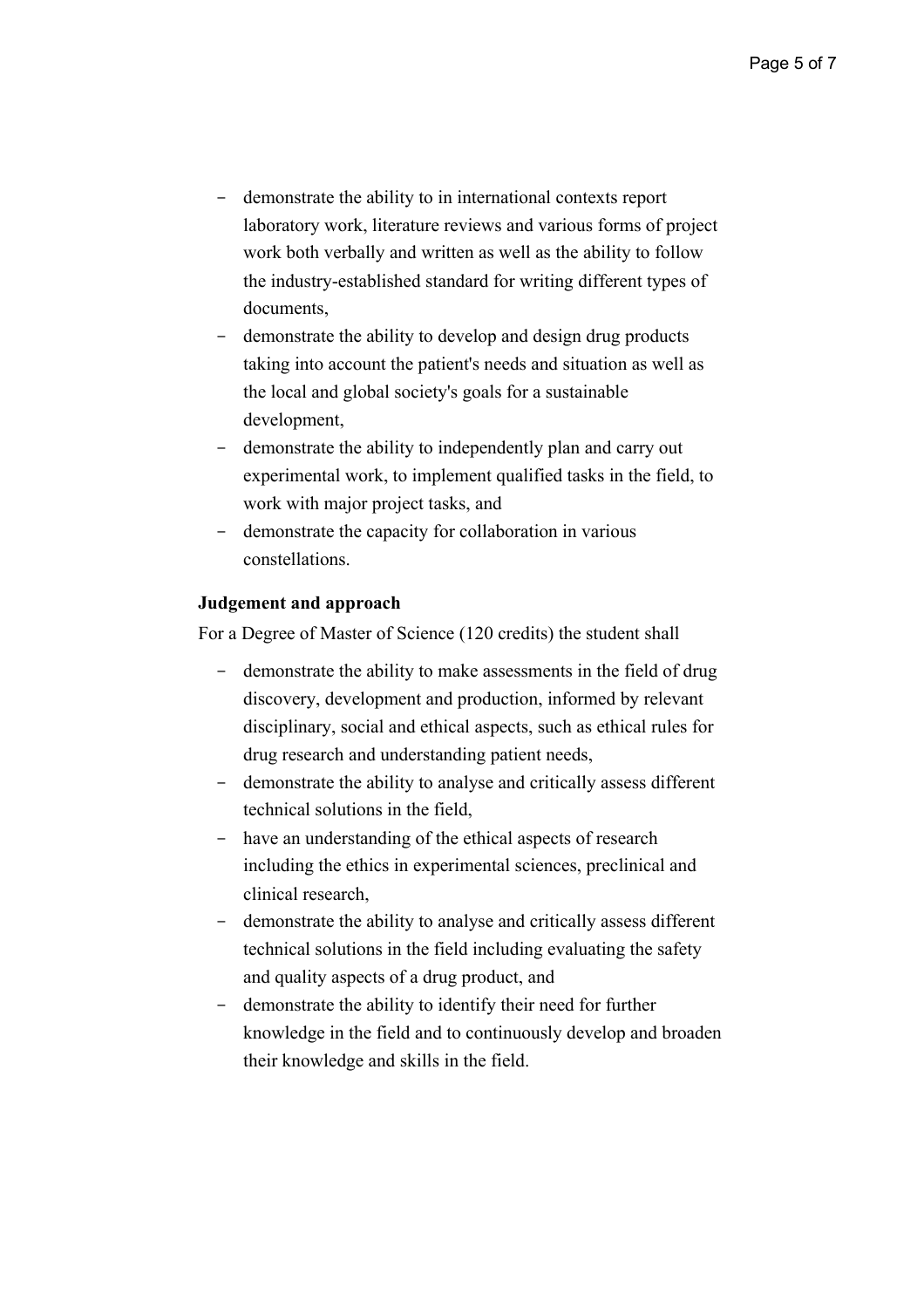- demonstrate the ability to in international contexts report laboratory work, literature reviews and various forms of project work both verbally and written as well as the ability to follow the industry-established standard for writing different types of documents,
- demonstrate the ability to develop and design drug products taking into account the patient's needs and situation as well as the local and global society's goals for a sustainable development,
- demonstrate the ability to independently plan and carry out experimental work, to implement qualified tasks in the field, to work with major project tasks, and
- demonstrate the capacity for collaboration in various constellations.

**Judgement and approach**

For a Degree of Master of Science (120 credits) the student shall

- demonstrate the ability to make assessments in the field of drug discovery, development and production, informed by relevant disciplinary, social and ethical aspects, such as ethical rules for drug research and understanding patient needs,
- demonstrate the ability to analyse and critically assess different technical solutions in the field,
- have an understanding of the ethical aspects of research including the ethics in experimental sciences, preclinical and clinical research,
- demonstrate the ability to analyse and critically assess different technical solutions in the field including evaluating the safety and quality aspects of a drug product, and
- demonstrate the ability to identify their need for further knowledge in the field and to continuously develop and broaden their knowledge and skills in the field.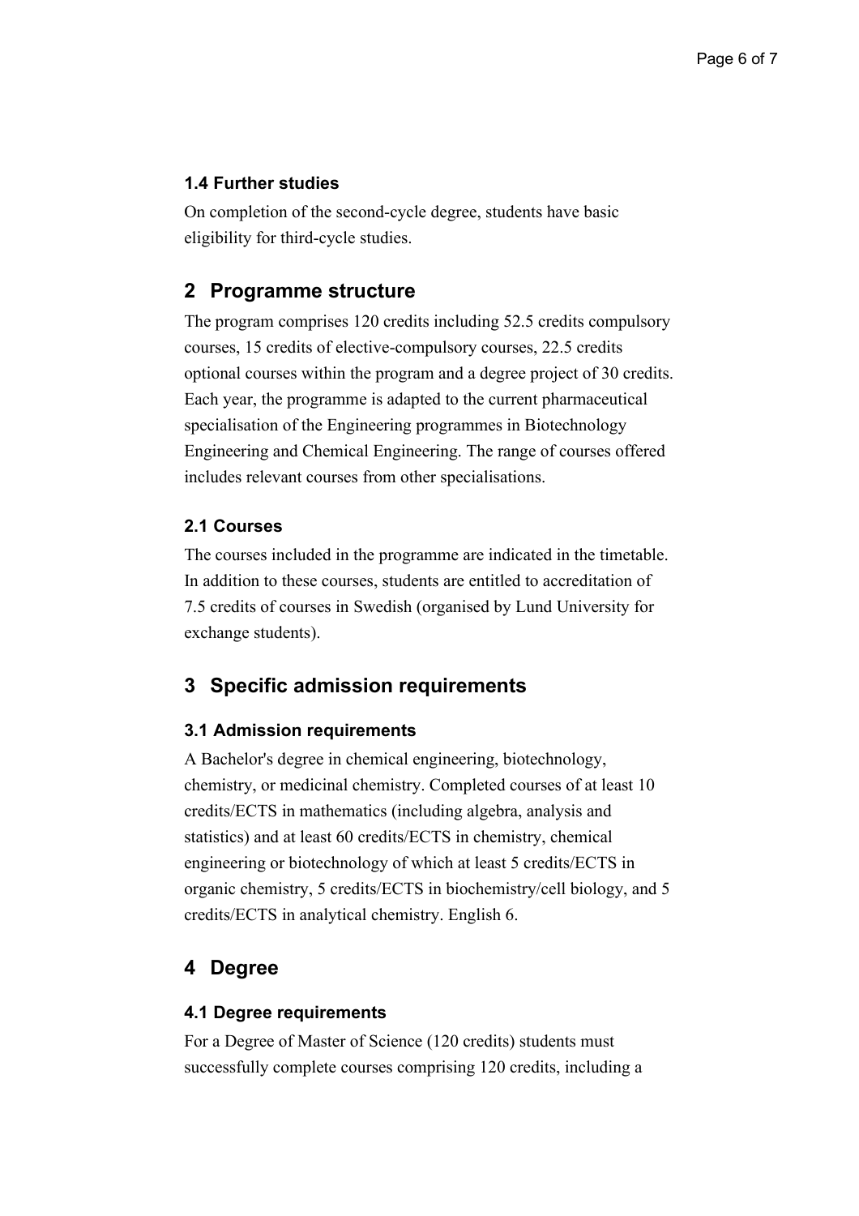### 1.4 Further studies

On completion of the second-cycle degree, students have basic eligibility for third-cycle studies.

## 2 Programme structure

The program comprises 120 credits including 52.5 credits compulsory courses, 15 credits of elective-compulsory courses, 22.5 credits optional courses within the program and a degree project of 30 credits. Each year, the programme is adapted to the current pharmaceutical specialisation of the Engineering programmes in Biotechnology Engineering and Chemical Engineering. The range of courses offered includes relevant courses from other specialisations.

### 2.1 Courses

The courses included in the programme are indicated in the timetable. In addition to these courses, students are entitled to accreditation of 7.5 credits of courses in Swedish (organised by Lund University for exchange students).

## 3 Specific admission requirements

### 3.1 Admission requirements

A Bachelor's degree in chemical engineering, biotechnology, chemistry, or medicinal chemistry. Completed courses of at least 10 credits/ECTS in mathematics (including algebra, analysis and statistics) and at least 60 credits/ECTS in chemistry, chemical engineering or biotechnology of which at least 5 credits/ECTS in organic chemistry, 5 credits/ECTS in biochemistry/cell biology, and 5 credits/ECTS in analytical chemistry. English 6.

## 4 Degree

### 4.1 Degree requirements

For a Degree of Master of Science (120 credits) students must successfully complete courses comprising 120 credits, including a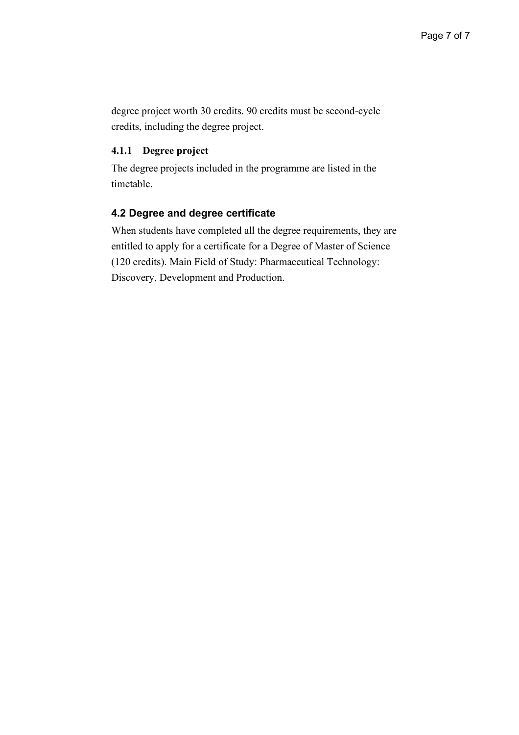degree project worth 30 credits. 90 credits must be second-cycle credits, including the degree project.

#### 4.1.1 Degree project

The degree projects included in the programme are listed in the timetable.

### 4.2 Degree and degree certificate

When students have completed all the degree requirements, they are entitled to apply for a certificate for a Degree of Master of Science (120 credits). Main Field of Study: Pharmaceutical Technology: Discovery, Development and Production.